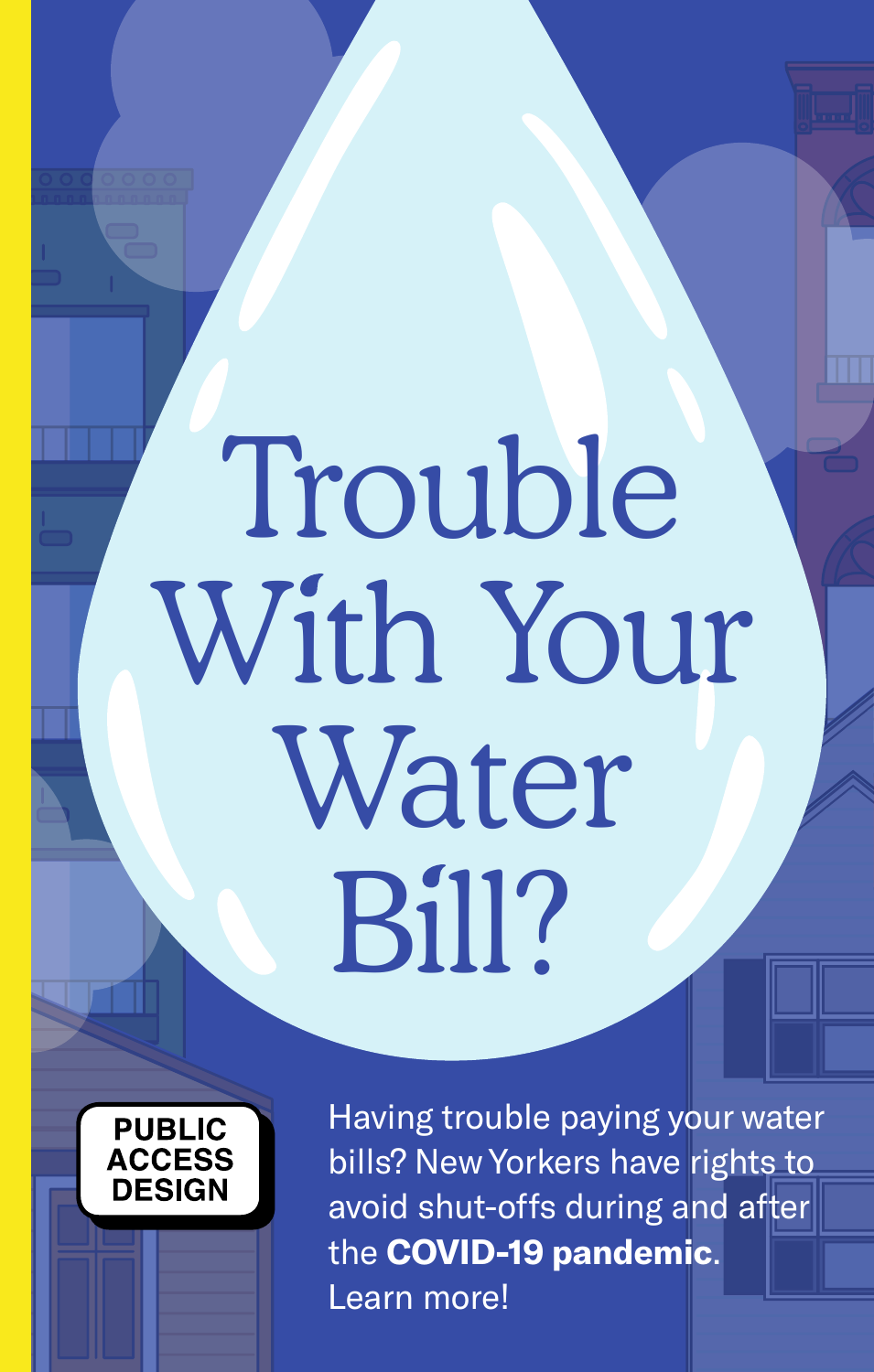# Trouble With Your Water Bill?

PUBLIC ACCESS DESIGN

Having trouble paying your water bills? New Yorkers have rights to avoid shut-offs during and after the **COVID-19 pandemic**. Learn more!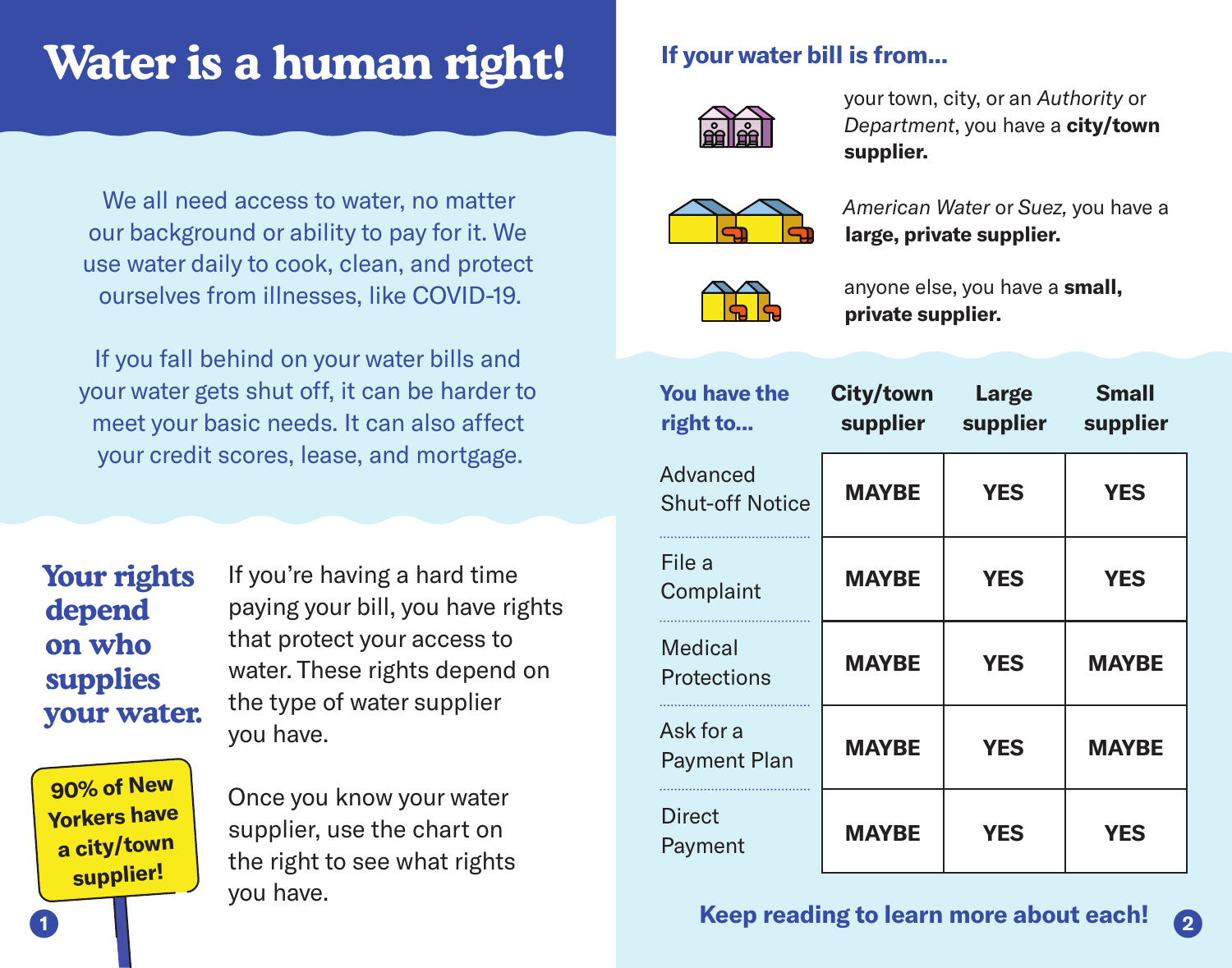# Water is a human right!

We all need access to water, no matter our background or ability to pay for it. We use water daily to cook, clean, and protect ourselves from illnesses, like COVID-19.

If you fall behind on your water bills and your water gets shut off, it can be harder to meet your basic needs. It can also affect your credit scores, lease, and mortgage.

## Your rights depend on who supplies your water.

If you're having a hard time paying your bill, you have rights that protect your access to water. These rights depend on the type of water supplier you have.

Once you know your water supplier, use the chart on the right to see what rights you have.

**90% of New Yorkers have a city/town supplier!**

### If your water bill is from...

your town, city, or an *Authority* or *Department*, you have a **city/town supplier.**

*American Water* or *Suez,* you have a **large, private supplier.**

anyone else, you have a **small, private supplier.**

| You have the right to... | City/town supplier | Large supplier | Small supplier |
| --- | --- | --- | --- |
| Advanced Shut-off Notice | MAYBE | YES | YES |
| File a Complaint | MAYBE | YES | YES |
| Medical Protections | MAYBE | YES | MAYBE |
| Ask for a Payment Plan | MAYBE | YES | MAYBE |
| Direct Payment | MAYBE | YES | YES |

**Keep reading to learn more about each!**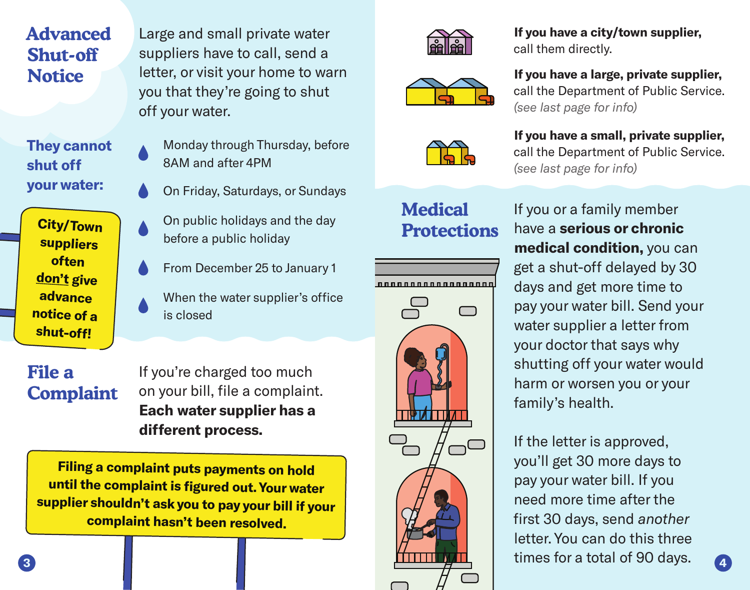## Advanced Shut-off Notice

Large and small private water suppliers have to call, send a letter, or visit your home to warn you that they're going to shut off your water.

### They cannot shut off your water:

- Monday through Thursday, before 8AM and after 4PM
- On Friday, Saturdays, or Sundays
- On public holidays and the day before a public holiday
- From December 25 to January 1
- When the water supplier's office is closed

**City/Town suppliers often <u>don't</u> give advance notice of a shut-off!**

## File a Complaint

If you're charged too much on your bill, file a complaint. **Each water supplier has a different process.**

**Filing a complaint puts payments on hold until the complaint is figured out. Your water supplier shouldn't ask you to pay your bill if your complaint hasn't been resolved.**

**If you have a city/town supplier,** call them directly.

**If you have a large, private supplier,** call the Department of Public Service. *(see last page for info)*

**If you have a small, private supplier,** call the Department of Public Service. *(see last page for info)*

## Medical Protections

If you or a family member have a **serious or chronic medical condition,** you can get a shut-off delayed by 30 days and get more time to pay your water bill. Send your water supplier a letter from your doctor that says why shutting off your water would harm or worsen you or your family's health.

If the letter is approved, you'll get 30 more days to pay your water bill. If you need more time after the first 30 days, send *another* letter. You can do this three times for a total of 90 days.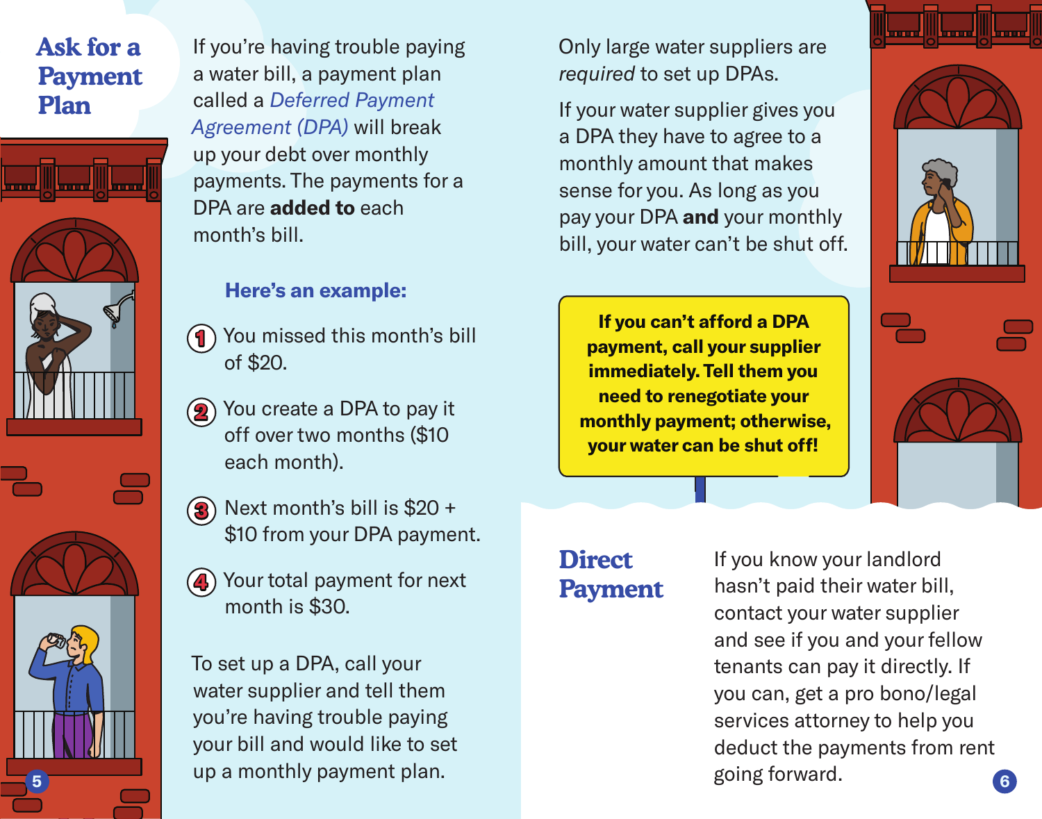## Ask for a Payment Plan

If you're having trouble paying a water bill, a payment plan called a *Deferred Payment Agreement (DPA)* will break up your debt over monthly payments. The payments for a DPA are **added to** each month's bill.

**Here's an example:**

1. You missed this month's bill of $20.
2. You create a DPA to pay it off over two months ($10 each month).
3. Next month's bill is $20 + $10 from your DPA payment.
4. Your total payment for next month is $30.

To set up a DPA, call your water supplier and tell them you're having trouble paying your bill and would like to set up a monthly payment plan.

Only large water suppliers are *required* to set up DPAs.

If your water supplier gives you a DPA they have to agree to a monthly amount that makes sense for you. As long as you pay your DPA **and** your monthly bill, your water can't be shut off.

**If you can't afford a DPA payment, call your supplier immediately. Tell them you need to renegotiate your monthly payment; otherwise, your water can be shut off!**

## Direct Payment

If you know your landlord hasn't paid their water bill, contact your water supplier and see if you and your fellow tenants can pay it directly. If you can, get a pro bono/legal services attorney to help you deduct the payments from rent going forward.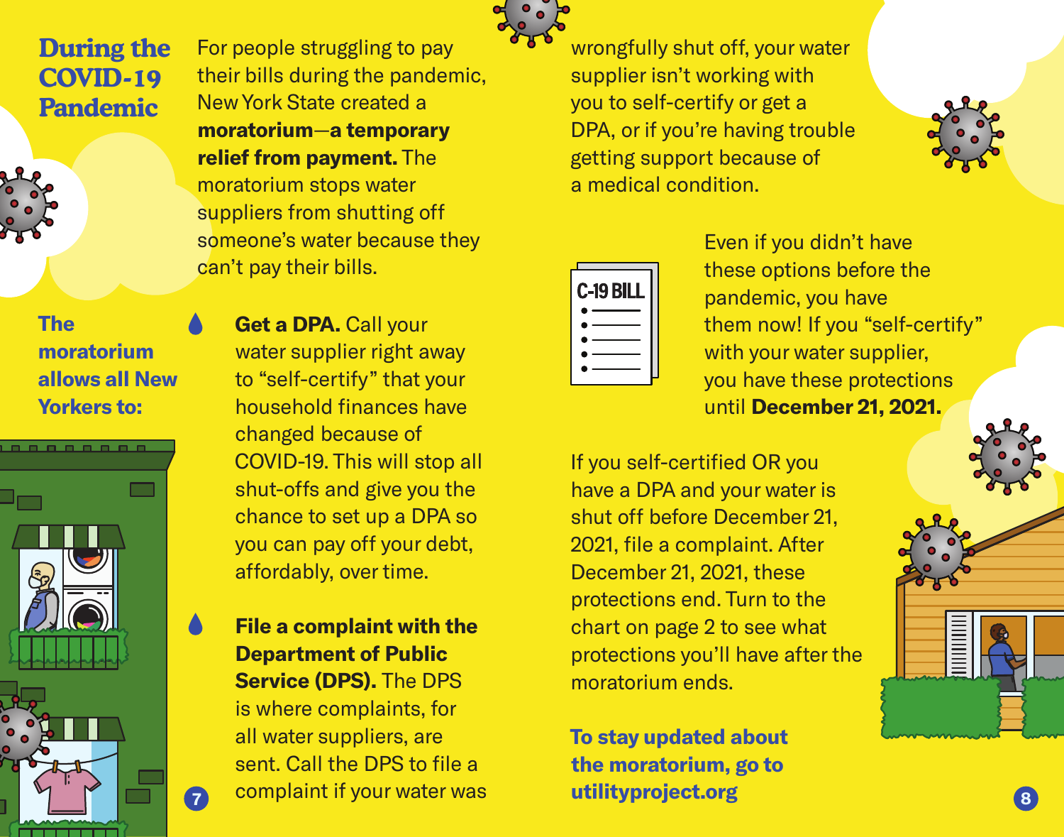## During the COVID-19 Pandemic

For people struggling to pay their bills during the pandemic, New York State created a **moratorium—a temporary relief from payment.** The moratorium stops water suppliers from shutting off someone's water because they can't pay their bills.

### The moratorium allows all New Yorkers to:

- **Get a DPA.** Call your water supplier right away to "self-certify" that your household finances have changed because of COVID-19. This will stop all shut-offs and give you the chance to set up a DPA so you can pay off your debt, affordably, over time.

- **File a complaint with the Department of Public Service (DPS).** The DPS is where complaints, for all water suppliers, are sent. Call the DPS to file a complaint if your water was wrongfully shut off, your water supplier isn't working with you to self-certify or get a DPA, or if you're having trouble getting support because of a medical condition.

C-19 BILL

Even if you didn't have these options before the pandemic, you have them now! If you "self-certify" with your water supplier, you have these protections until **December 21, 2021.**

If you self-certified OR you have a DPA and your water is shut off before December 21, 2021, file a complaint. After December 21, 2021, these protections end. Turn to the chart on page 2 to see what protections you'll have after the moratorium ends.

**To stay updated about the moratorium, go to utilityproject.org**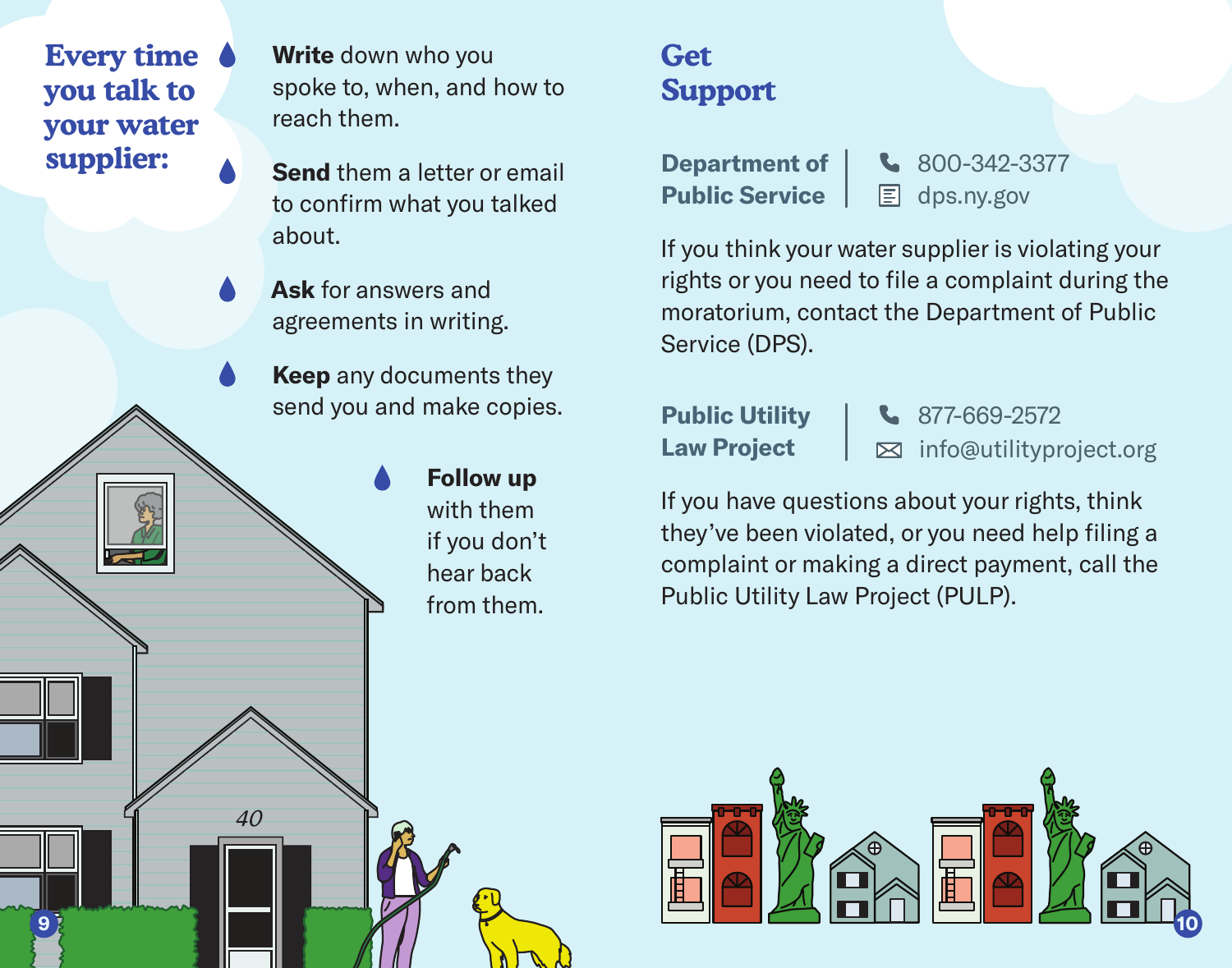## Every time you talk to your water supplier:

- **Write** down who you spoke to, when, and how to reach them.
- **Send** them a letter or email to confirm what you talked about.
- **Ask** for answers and agreements in writing.
- **Keep** any documents they send you and make copies.
- **Follow up** with them if you don't hear back from them.

## Get Support

**Department of Public Service**
800-342-3377
dps.ny.gov

If you think your water supplier is violating your rights or you need to file a complaint during the moratorium, contact the Department of Public Service (DPS).

**Public Utility Law Project**
877-669-2572
info@utilityproject.org

If you have questions about your rights, think they've been violated, or you need help filing a complaint or making a direct payment, call the Public Utility Law Project (PULP).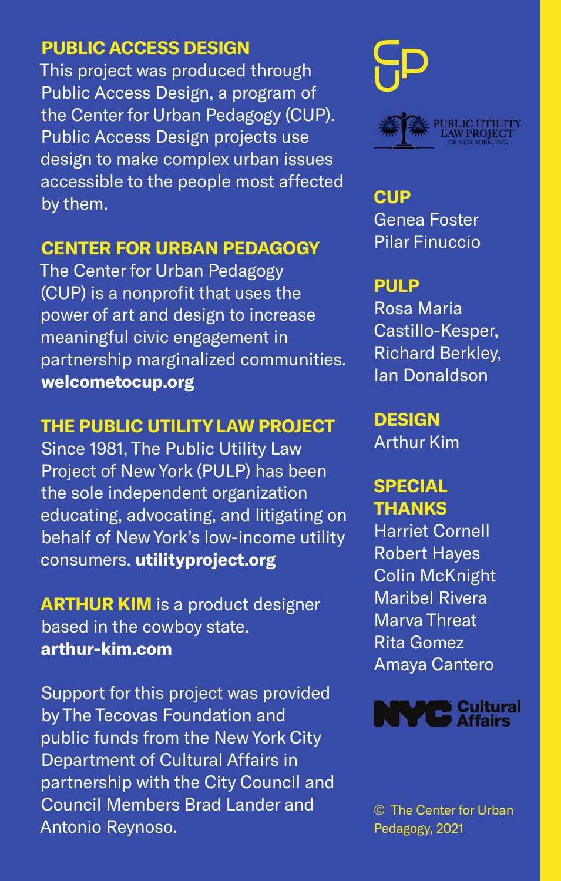## PUBLIC ACCESS DESIGN

This project was produced through Public Access Design, a program of the Center for Urban Pedagogy (CUP). Public Access Design projects use design to make complex urban issues accessible to the people most affected by them.

## CENTER FOR URBAN PEDAGOGY

The Center for Urban Pedagogy (CUP) is a nonprofit that uses the power of art and design to increase meaningful civic engagement in partnership marginalized communities. **welcometocup.org**

## THE PUBLIC UTILITY LAW PROJECT

Since 1981, The Public Utility Law Project of New York (PULP) has been the sole independent organization educating, advocating, and litigating on behalf of New York's low-income utility consumers. **utilityproject.org**

**ARTHUR KIM** is a product designer based in the cowboy state. **arthur-kim.com**

Support for this project was provided by The Tecovas Foundation and public funds from the New York City Department of Cultural Affairs in partnership with the City Council and Council Members Brad Lander and Antonio Reynoso.

PUBLIC UTILITY LAW PROJECT OF NEW YORK, INC.

## CUP

Genea Foster
Pilar Finuccio

## PULP

Rosa Maria Castillo-Kesper, Richard Berkley, Ian Donaldson

## DESIGN

Arthur Kim

## SPECIAL THANKS

Harriet Cornell
Robert Hayes
Colin McKnight
Maribel Rivera
Marva Threat
Rita Gomez
Amaya Cantero

NYC Cultural Affairs

© The Center for Urban Pedagogy, 2021